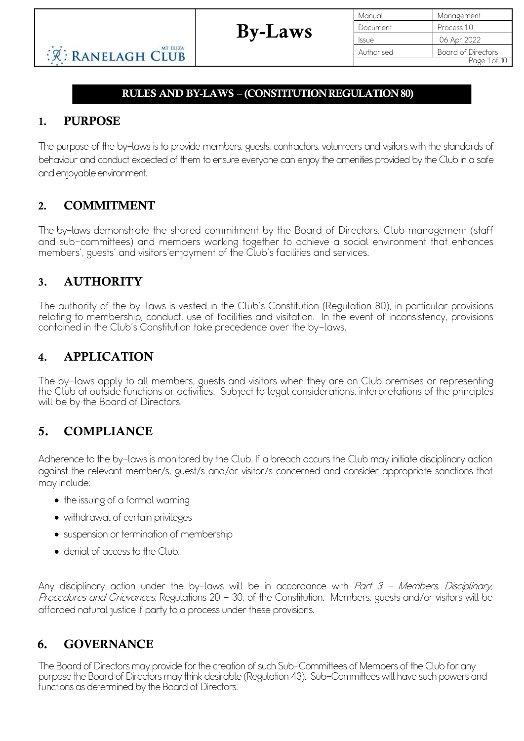# RULES AND BY-LAWS – (CONSTITUTION REGULATION 80)

## 1. PURPOSE

The purpose of the by-laws is to provide members, guests, contractors, volunteers and visitors with the standards of behaviour and conduct expected of them to ensure everyone can enjoy the amenities provided by the Club in a safe and enjoyable environment.

## 2. COMMITMENT

The by-laws demonstrate the shared commitment by the Board of Directors, Club management (staff and sub-committees) and members working together to achieve a social environment that enhances members', guests' and visitors'enjoyment of the Club's facilities and services.

## 3. AUTHORITY

The authority of the by-laws is vested in the Club's Constitution (Regulation 80), in particular provisions relating to membership, conduct, use of facilities and visitation. In the event of inconsistency, provisions contained in the Club's Constitution take precedence over the by-laws.

## 4. APPLICATION

The by-laws apply to all members, guests and visitors when they are on Club premises or representing the Club at outside functions or activities. Subject to legal considerations, interpretations of the principles will be by the Board of Directors.

## 5. COMPLIANCE

Adherence to the by-laws is monitored by the Club. If a breach occurs the Club may initiate disciplinary action against the relevant member/s, guest/s and/or visitor/s concerned and consider appropriate sanctions that may include:

- the issuing of a formal warning
- withdrawal of certain privileges
- suspension or termination of membership
- denial of access to the Club.

Any disciplinary action under the by-laws will be in accordance with *Part 3 – Members, Disciplinary, Procedures and Grievances*, Regulations 20 – 30, of the Constitution. Members, guests and/or visitors will be afforded natural justice if party to a process under these provisions.

## 6. GOVERNANCE

The Board of Directors may provide for the creation of such Sub-Committees of Members of the Club for any purpose the Board of Directors may think desirable (Regulation 43). Sub-Committees will have such powers and functions as determined by the Board of Directors.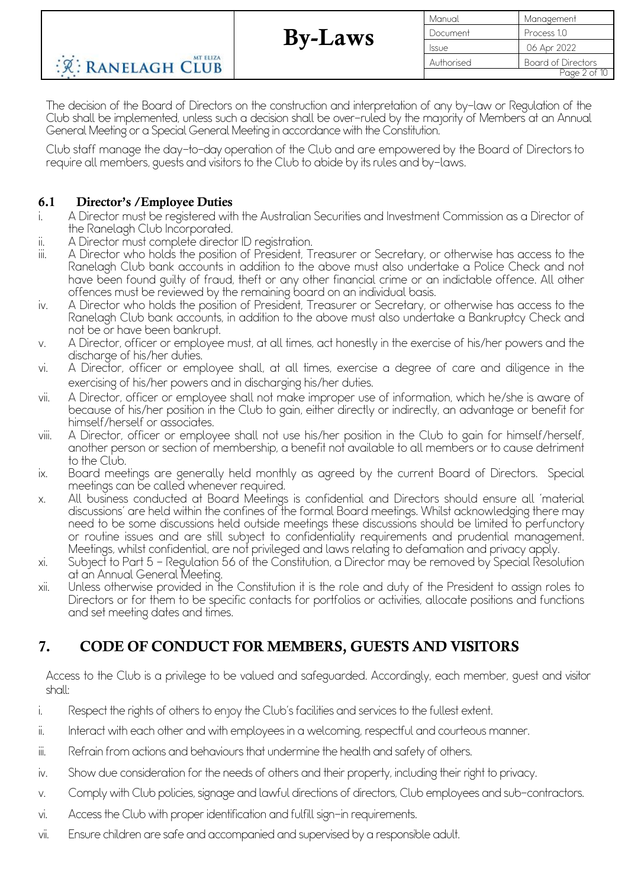The decision of the Board of Directors on the construction and interpretation of any by-law or Regulation of the Club shall be implemented, unless such a decision shall be over-ruled by the majority of Members at an Annual General Meeting or a Special General Meeting in accordance with the Constitution.

Club staff manage the day-to-day operation of the Club and are empowered by the Board of Directors to require all members, guests and visitors to the Club to abide by its rules and by-laws.

### 6.1 Director's /Employee Duties

i. A Director must be registered with the Australian Securities and Investment Commission as a Director of the Ranelagh Club Incorporated.
ii. A Director must complete director ID registration.
iii. A Director who holds the position of President, Treasurer or Secretary, or otherwise has access to the Ranelagh Club bank accounts in addition to the above must also undertake a Police Check and not have been found guilty of fraud, theft or any other financial crime or an indictable offence. All other offences must be reviewed by the remaining board on an individual basis.
iv. A Director who holds the position of President, Treasurer or Secretary, or otherwise has access to the Ranelagh Club bank accounts, in addition to the above must also undertake a Bankruptcy Check and not be or have been bankrupt.
v. A Director, officer or employee must, at all times, act honestly in the exercise of his/her powers and the discharge of his/her duties.
vi. A Director, officer or employee shall, at all times, exercise a degree of care and diligence in the exercising of his/her powers and in discharging his/her duties.
vii. A Director, officer or employee shall not make improper use of information, which he/she is aware of because of his/her position in the Club to gain, either directly or indirectly, an advantage or benefit for himself/herself or associates.
viii. A Director, officer or employee shall not use his/her position in the Club to gain for himself/herself, another person or section of membership, a benefit not available to all members or to cause detriment to the Club.
ix. Board meetings are generally held monthly as agreed by the current Board of Directors. Special meetings can be called whenever required.
x. All business conducted at Board Meetings is confidential and Directors should ensure all 'material discussions' are held within the confines of the formal Board meetings. Whilst acknowledging there may need to be some discussions held outside meetings these discussions should be limited to perfunctory or routine issues and are still subject to confidentiality requirements and prudential management. Meetings, whilst confidential, are not privileged and laws relating to defamation and privacy apply.
xi. Subject to Part 5 – Regulation 56 of the Constitution, a Director may be removed by Special Resolution at an Annual General Meeting.
xii. Unless otherwise provided in the Constitution it is the role and duty of the President to assign roles to Directors or for them to be specific contacts for portfolios or activities, allocate positions and functions and set meeting dates and times.

## 7. CODE OF CONDUCT FOR MEMBERS, GUESTS AND VISITORS

Access to the Club is a privilege to be valued and safeguarded. Accordingly, each member, guest and visitor shall:

i. Respect the rights of others to enjoy the Club's facilities and services to the fullest extent.
ii. Interact with each other and with employees in a welcoming, respectful and courteous manner.
iii. Refrain from actions and behaviours that undermine the health and safety of others.
iv. Show due consideration for the needs of others and their property, including their right to privacy.
v. Comply with Club policies, signage and lawful directions of directors, Club employees and sub-contractors.
vi. Access the Club with proper identification and fulfill sign-in requirements.
vii. Ensure children are safe and accompanied and supervised by a responsible adult.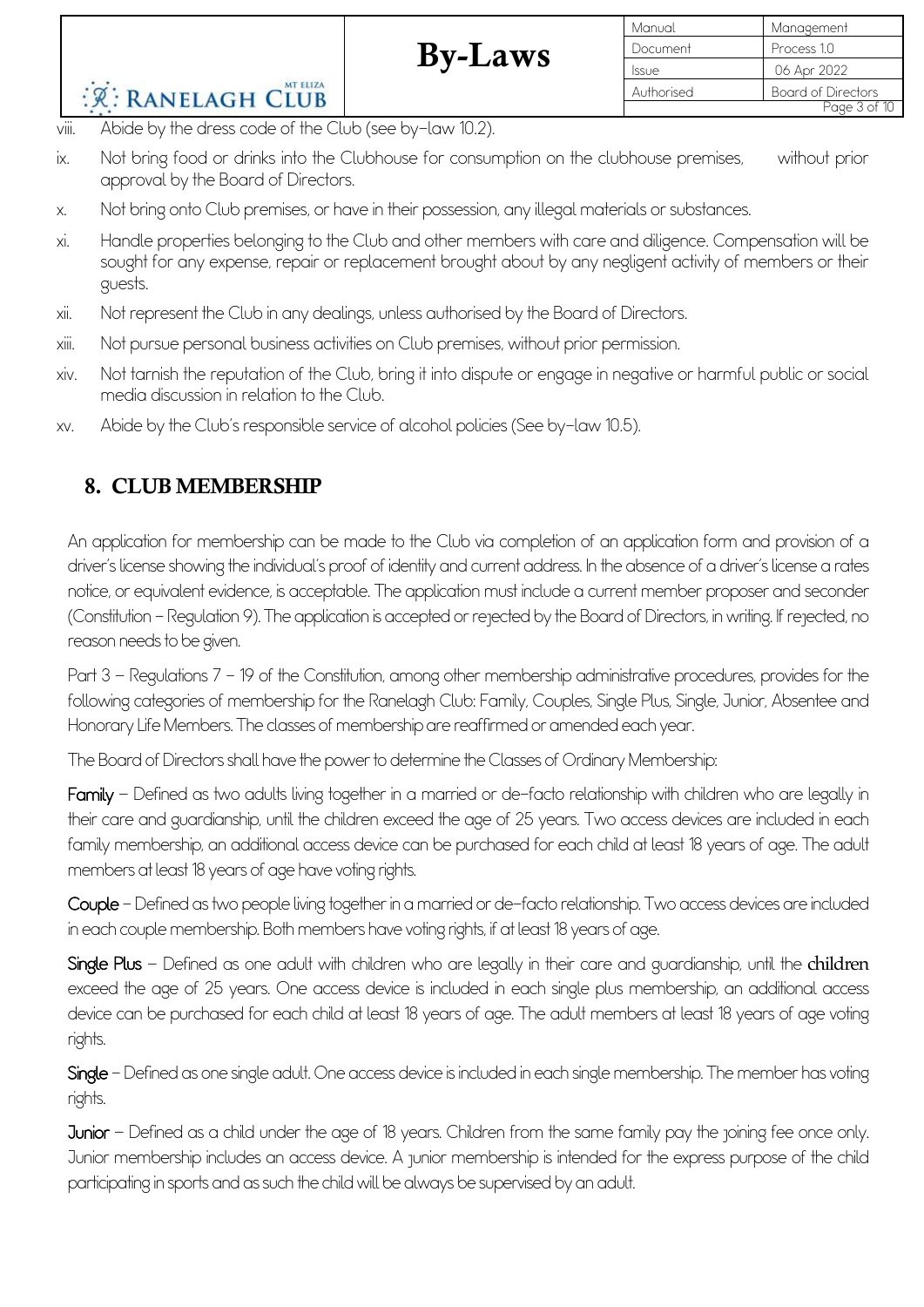viii. Abide by the dress code of the Club (see by-law 10.2).

ix. Not bring food or drinks into the Clubhouse for consumption on the clubhouse premises, without prior approval by the Board of Directors.

x. Not bring onto Club premises, or have in their possession, any illegal materials or substances.

xi. Handle properties belonging to the Club and other members with care and diligence. Compensation will be sought for any expense, repair or replacement brought about by any negligent activity of members or their guests.

xii. Not represent the Club in any dealings, unless authorised by the Board of Directors.

xiii. Not pursue personal business activities on Club premises, without prior permission.

xiv. Not tarnish the reputation of the Club, bring it into dispute or engage in negative or harmful public or social media discussion in relation to the Club.

xv. Abide by the Club's responsible service of alcohol policies (See by-law 10.5).

## 8. CLUB MEMBERSHIP

An application for membership can be made to the Club via completion of an application form and provision of a driver's license showing the individual's proof of identity and current address. In the absence of a driver's license a rates notice, or equivalent evidence, is acceptable. The application must include a current member proposer and seconder (Constitution – Regulation 9). The application is accepted or rejected by the Board of Directors, in writing. If rejected, no reason needs to be given.

Part 3 – Regulations 7 – 19 of the Constitution, among other membership administrative procedures, provides for the following categories of membership for the Ranelagh Club: Family, Couples, Single Plus, Single, Junior, Absentee and Honorary Life Members. The classes of membership are reaffirmed or amended each year.

The Board of Directors shall have the power to determine the Classes of Ordinary Membership:

**Family** – Defined as two adults living together in a married or de-facto relationship with children who are legally in their care and guardianship, until the children exceed the age of 25 years. Two access devices are included in each family membership, an additional access device can be purchased for each child at least 18 years of age. The adult members at least 18 years of age have voting rights.

**Couple** – Defined as two people living together in a married or de-facto relationship. Two access devices are included in each couple membership. Both members have voting rights, if at least 18 years of age.

**Single Plus** – Defined as one adult with children who are legally in their care and guardianship, until the children exceed the age of 25 years. One access device is included in each single plus membership, an additional access device can be purchased for each child at least 18 years of age. The adult members at least 18 years of age voting rights.

**Single** – Defined as one single adult. One access device is included in each single membership. The member has voting rights.

**Junior** – Defined as a child under the age of 18 years. Children from the same family pay the joining fee once only. Junior membership includes an access device. A junior membership is intended for the express purpose of the child participating in sports and as such the child will be always be supervised by an adult.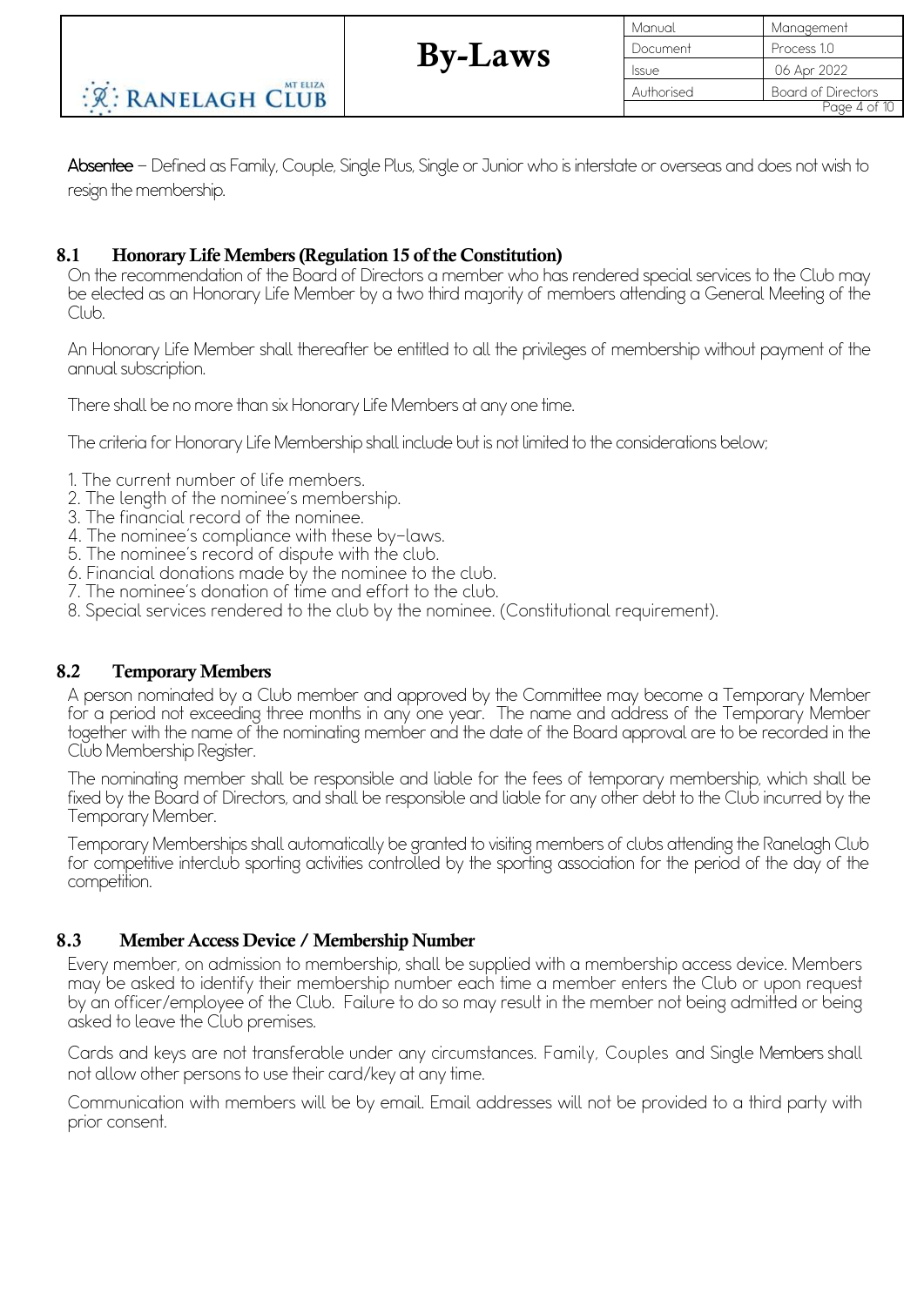**Absentee** – Defined as Family, Couple, Single Plus, Single or Junior who is interstate or overseas and does not wish to resign the membership.

## 8.1 Honorary Life Members (Regulation 15 of the Constitution)

On the recommendation of the Board of Directors a member who has rendered special services to the Club may be elected as an Honorary Life Member by a two third majority of members attending a General Meeting of the Club.

An Honorary Life Member shall thereafter be entitled to all the privileges of membership without payment of the annual subscription.

There shall be no more than six Honorary Life Members at any one time.

The criteria for Honorary Life Membership shall include but is not limited to the considerations below;

1. The current number of life members.
2. The length of the nominee's membership.
3. The financial record of the nominee.
4. The nominee's compliance with these by-laws.
5. The nominee's record of dispute with the club.
6. Financial donations made by the nominee to the club.
7. The nominee's donation of time and effort to the club.
8. Special services rendered to the club by the nominee. (Constitutional requirement).

## 8.2 Temporary Members

A person nominated by a Club member and approved by the Committee may become a Temporary Member for a period not exceeding three months in any one year. The name and address of the Temporary Member together with the name of the nominating member and the date of the Board approval are to be recorded in the Club Membership Register.

The nominating member shall be responsible and liable for the fees of temporary membership, which shall be fixed by the Board of Directors, and shall be responsible and liable for any other debt to the Club incurred by the Temporary Member.

Temporary Memberships shall automatically be granted to visiting members of clubs attending the Ranelagh Club for competitive interclub sporting activities controlled by the sporting association for the period of the day of the competition.

## 8.3 Member Access Device / Membership Number

Every member, on admission to membership, shall be supplied with a membership access device. Members may be asked to identify their membership number each time a member enters the Club or upon request by an officer/employee of the Club. Failure to do so may result in the member not being admitted or being asked to leave the Club premises.

Cards and keys are not transferable under any circumstances. Family, Couples and Single Members shall not allow other persons to use their card/key at any time.

Communication with members will be by email. Email addresses will not be provided to a third party with prior consent.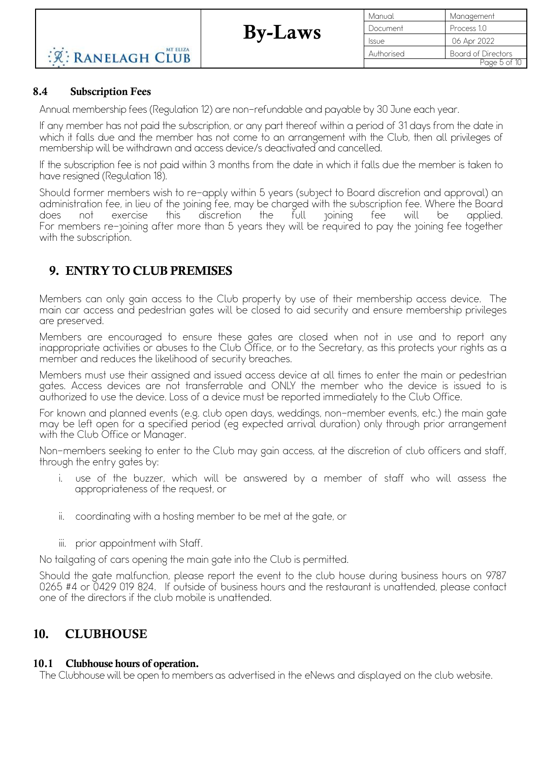### 8.4 Subscription Fees

Annual membership fees (Regulation 12) are non-refundable and payable by 30 June each year.

If any member has not paid the subscription, or any part thereof within a period of 31 days from the date in which it falls due and the member has not come to an arrangement with the Club, then all privileges of membership will be withdrawn and access device/s deactivated and cancelled.

If the subscription fee is not paid within 3 months from the date in which it falls due the member is taken to have resigned (Regulation 18).

Should former members wish to re-apply within 5 years (subject to Board discretion and approval) an administration fee, in lieu of the joining fee, may be charged with the subscription fee. Where the Board does not exercise this discretion the full joining fee will be applied. For members re-joining after more than 5 years they will be required to pay the joining fee together with the subscription.

## 9. ENTRY TO CLUB PREMISES

Members can only gain access to the Club property by use of their membership access device. The main car access and pedestrian gates will be closed to aid security and ensure membership privileges are preserved.

Members are encouraged to ensure these gates are closed when not in use and to report any inappropriate activities or abuses to the Club Office, or to the Secretary, as this protects your rights as a member and reduces the likelihood of security breaches.

Members must use their assigned and issued access device at all times to enter the main or pedestrian gates. Access devices are not transferrable and ONLY the member who the device is issued to is authorized to use the device. Loss of a device must be reported immediately to the Club Office.

For known and planned events (e.g. club open days, weddings, non-member events, etc.) the main gate may be left open for a specified period (eg expected arrival duration) only through prior arrangement with the Club Office or Manager.

Non-members seeking to enter to the Club may gain access, at the discretion of club officers and staff, through the entry gates by:

i. use of the buzzer, which will be answered by a member of staff who will assess the appropriateness of the request, or

ii. coordinating with a hosting member to be met at the gate, or

iii. prior appointment with Staff.

No tailgating of cars opening the main gate into the Club is permitted.

Should the gate malfunction, please report the event to the club house during business hours on 9787 0265 #4 or 0429 019 824. If outside of business hours and the restaurant is unattended, please contact one of the directors if the club mobile is unattended.

## 10. CLUBHOUSE

### 10.1 Clubhouse hours of operation.

The Clubhouse will be open to members as advertised in the eNews and displayed on the club website.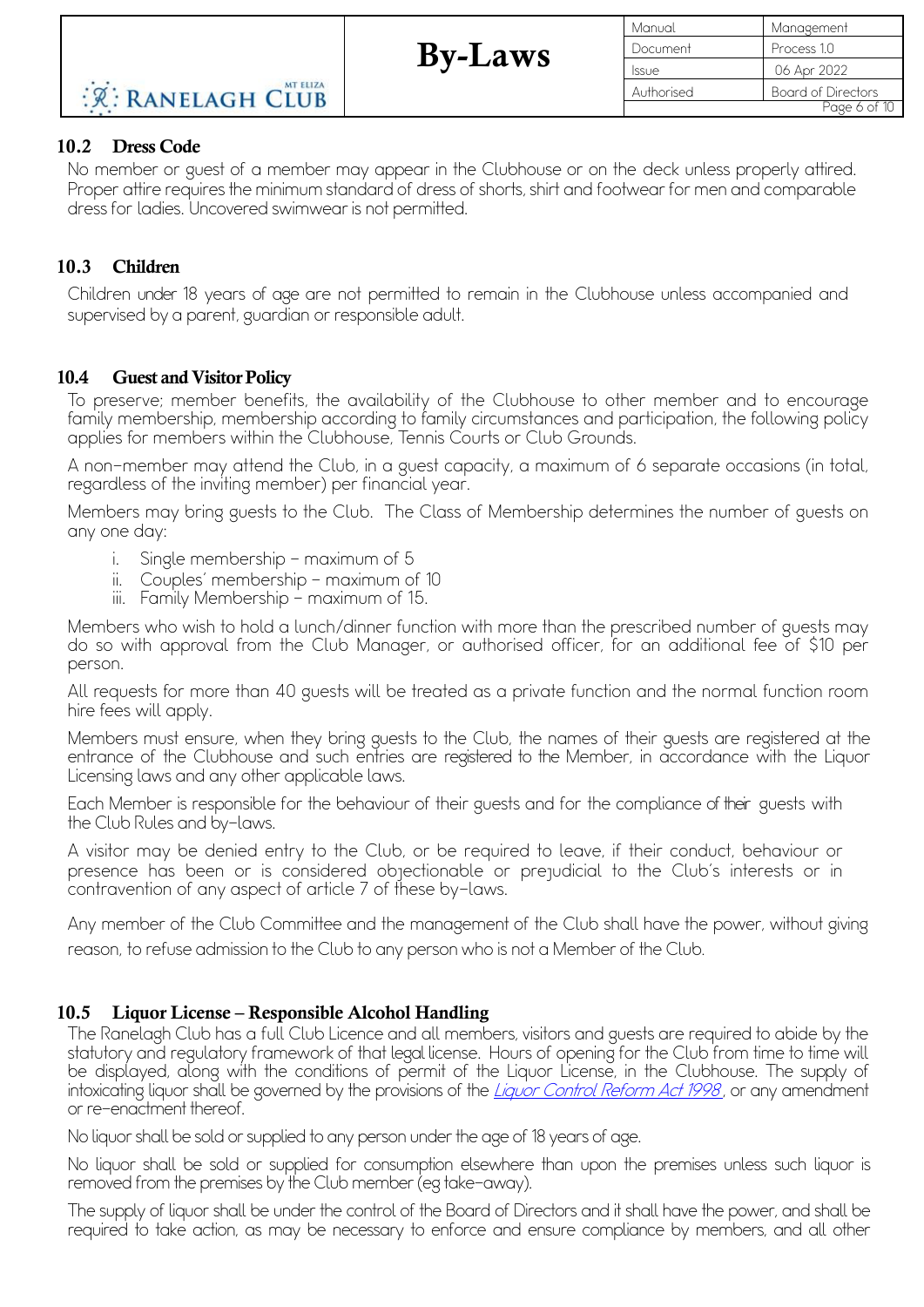### 10.2 Dress Code

No member or guest of a member may appear in the Clubhouse or on the deck unless properly attired. Proper attire requires the minimum standard of dress of shorts, shirt and footwear for men and comparable dress for ladies. Uncovered swimwear is not permitted.

### 10.3 Children

Children under 18 years of age are not permitted to remain in the Clubhouse unless accompanied and supervised by a parent, guardian or responsible adult.

### 10.4 Guest and Visitor Policy

To preserve; member benefits, the availability of the Clubhouse to other member and to encourage family membership, membership according to family circumstances and participation, the following policy applies for members within the Clubhouse, Tennis Courts or Club Grounds.

A non-member may attend the Club, in a guest capacity, a maximum of 6 separate occasions (in total, regardless of the inviting member) per financial year.

Members may bring guests to the Club. The Class of Membership determines the number of guests on any one day:

i. Single membership – maximum of 5
ii. Couples' membership – maximum of 10
iii. Family Membership – maximum of 15.

Members who wish to hold a lunch/dinner function with more than the prescribed number of guests may do so with approval from the Club Manager, or authorised officer, for an additional fee of $10 per person.

All requests for more than 40 guests will be treated as a private function and the normal function room hire fees will apply.

Members must ensure, when they bring guests to the Club, the names of their guests are registered at the entrance of the Clubhouse and such entries are registered to the Member, in accordance with the Liquor Licensing laws and any other applicable laws.

Each Member is responsible for the behaviour of their guests and for the compliance of their guests with the Club Rules and by-laws.

A visitor may be denied entry to the Club, or be required to leave, if their conduct, behaviour or presence has been or is considered objectionable or prejudicial to the Club's interests or in contravention of any aspect of article 7 of these by-laws.

Any member of the Club Committee and the management of the Club shall have the power, without giving reason, to refuse admission to the Club to any person who is not a Member of the Club.

### 10.5 Liquor License – Responsible Alcohol Handling

The Ranelagh Club has a full Club Licence and all members, visitors and guests are required to abide by the statutory and regulatory framework of that legal license. Hours of opening for the Club from time to time will be displayed, along with the conditions of permit of the Liquor License, in the Clubhouse. The supply of intoxicating liquor shall be governed by the provisions of the *Liquor Control Reform Act 1998*, or any amendment or re-enactment thereof.

No liquor shall be sold or supplied to any person under the age of 18 years of age.

No liquor shall be sold or supplied for consumption elsewhere than upon the premises unless such liquor is removed from the premises by the Club member (eg take-away).

The supply of liquor shall be under the control of the Board of Directors and it shall have the power, and shall be required to take action, as may be necessary to enforce and ensure compliance by members, and all other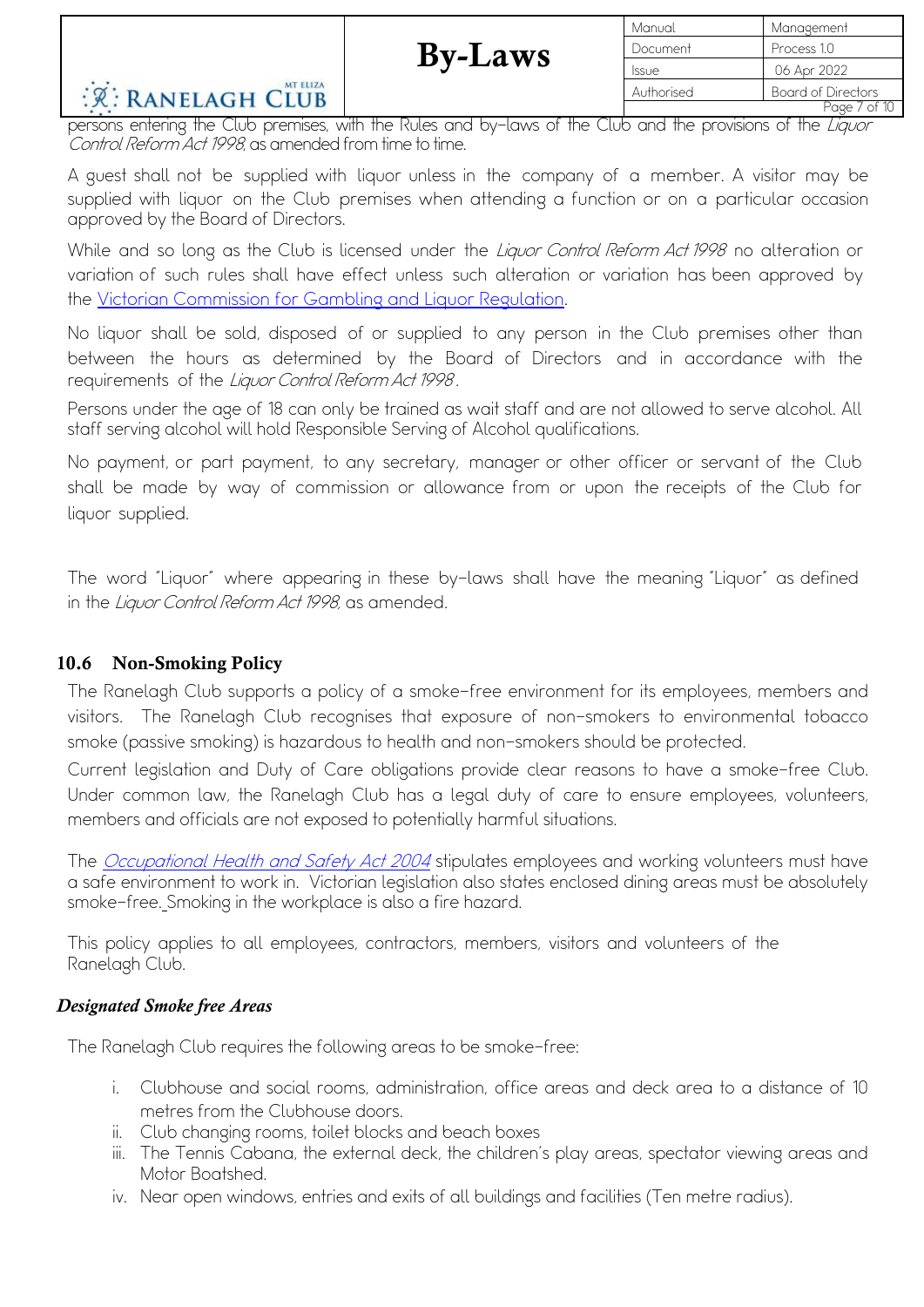persons entering the Club premises, with the Rules and by-laws of the Club and the provisions of the *Liquor Control Reform Act 1998*, as amended from time to time.

A guest shall not be supplied with liquor unless in the company of a member. A visitor may be supplied with liquor on the Club premises when attending a function or on a particular occasion approved by the Board of Directors.

While and so long as the Club is licensed under the *Liquor Control Reform Act 1998* no alteration or variation of such rules shall have effect unless such alteration or variation has been approved by the Victorian Commission for Gambling and Liquor Regulation.

No liquor shall be sold, disposed of or supplied to any person in the Club premises other than between the hours as determined by the Board of Directors and in accordance with the requirements of the *Liquor Control Reform Act 1998*.

Persons under the age of 18 can only be trained as wait staff and are not allowed to serve alcohol. All staff serving alcohol will hold Responsible Serving of Alcohol qualifications.

No payment, or part payment, to any secretary, manager or other officer or servant of the Club shall be made by way of commission or allowance from or upon the receipts of the Club for liquor supplied.

The word "Liquor" where appearing in these by-laws shall have the meaning "Liquor" as defined in the *Liquor Control Reform Act 1998*, as amended.

## 10.6 Non-Smoking Policy

The Ranelagh Club supports a policy of a smoke-free environment for its employees, members and visitors. The Ranelagh Club recognises that exposure of non-smokers to environmental tobacco smoke (passive smoking) is hazardous to health and non-smokers should be protected.

Current legislation and Duty of Care obligations provide clear reasons to have a smoke-free Club. Under common law, the Ranelagh Club has a legal duty of care to ensure employees, volunteers, members and officials are not exposed to potentially harmful situations.

The *Occupational Health and Safety Act 2004* stipulates employees and working volunteers must have a safe environment to work in. Victorian legislation also states enclosed dining areas must be absolutely smoke-free. Smoking in the workplace is also a fire hazard.

This policy applies to all employees, contractors, members, visitors and volunteers of the Ranelagh Club.

### *Designated Smoke free Areas*

The Ranelagh Club requires the following areas to be smoke-free:

i. Clubhouse and social rooms, administration, office areas and deck area to a distance of 10 metres from the Clubhouse doors.
ii. Club changing rooms, toilet blocks and beach boxes
iii. The Tennis Cabana, the external deck, the children's play areas, spectator viewing areas and Motor Boatshed.
iv. Near open windows, entries and exits of all buildings and facilities (Ten metre radius).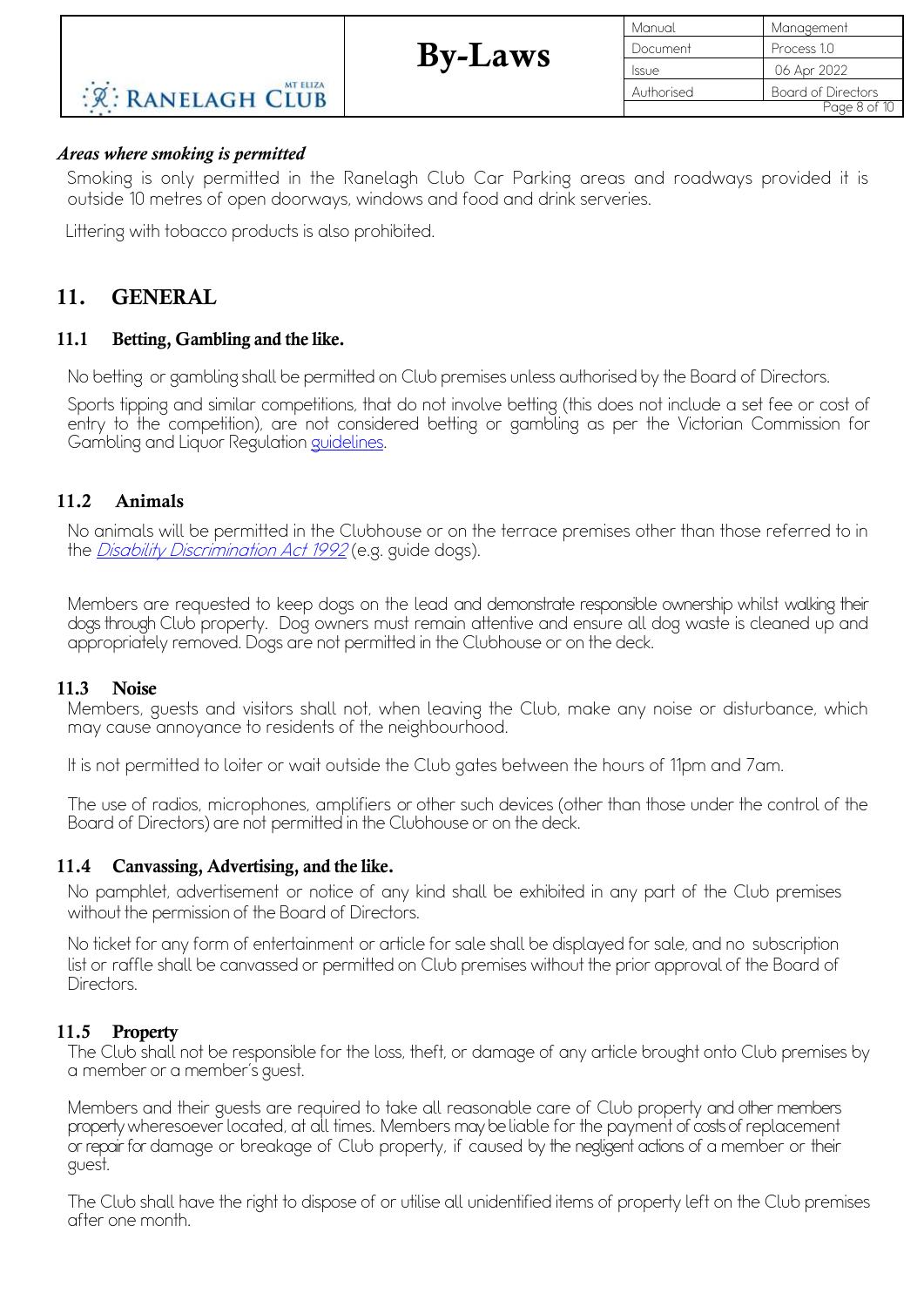### *Areas where smoking is permitted*

Smoking is only permitted in the Ranelagh Club Car Parking areas and roadways provided it is outside 10 metres of open doorways, windows and food and drink serveries.

Littering with tobacco products is also prohibited.

## 11. GENERAL

### 11.1 Betting, Gambling and the like.

No betting or gambling shall be permitted on Club premises unless authorised by the Board of Directors.

Sports tipping and similar competitions, that do not involve betting (this does not include a set fee or cost of entry to the competition), are not considered betting or gambling as per the Victorian Commission for Gambling and Liquor Regulation guidelines.

### 11.2 Animals

No animals will be permitted in the Clubhouse or on the terrace premises other than those referred to in the *Disability Discrimination Act 1992* (e.g. guide dogs).

Members are requested to keep dogs on the lead and demonstrate responsible ownership whilst walking their dogs through Club property. Dog owners must remain attentive and ensure all dog waste is cleaned up and appropriately removed. Dogs are not permitted in the Clubhouse or on the deck.

### 11.3 Noise

Members, guests and visitors shall not, when leaving the Club, make any noise or disturbance, which may cause annoyance to residents of the neighbourhood.

It is not permitted to loiter or wait outside the Club gates between the hours of 11pm and 7am.

The use of radios, microphones, amplifiers or other such devices (other than those under the control of the Board of Directors) are not permitted in the Clubhouse or on the deck.

### 11.4 Canvassing, Advertising, and the like.

No pamphlet, advertisement or notice of any kind shall be exhibited in any part of the Club premises without the permission of the Board of Directors.

No ticket for any form of entertainment or article for sale shall be displayed for sale, and no subscription list or raffle shall be canvassed or permitted on Club premises without the prior approval of the Board of Directors.

### 11.5 Property

The Club shall not be responsible for the loss, theft, or damage of any article brought onto Club premises by a member or a member's guest.

Members and their guests are required to take all reasonable care of Club property and other members property wheresoever located, at all times. Members may be liable for the payment of costs of replacement or repair for damage or breakage of Club property, if caused by the negligent actions of a member or their guest.

The Club shall have the right to dispose of or utilise all unidentified items of property left on the Club premises after one month.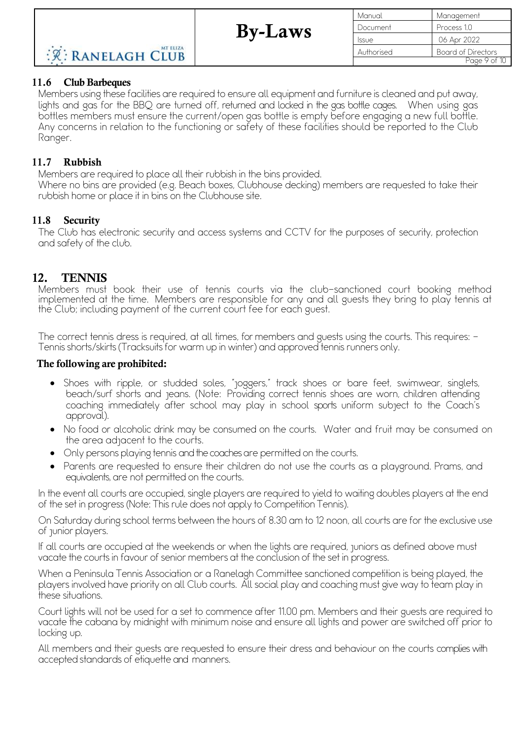### 11.6 Club Barbeques

Members using these facilities are required to ensure all equipment and furniture is cleaned and put away, lights and gas for the BBQ are turned off, returned and locked in the gas bottle cages. When using gas bottles members must ensure the current/open gas bottle is empty before engaging a new full bottle. Any concerns in relation to the functioning or safety of these facilities should be reported to the Club Ranger.

### 11.7 Rubbish

Members are required to place all their rubbish in the bins provided.
Where no bins are provided (e.g. Beach boxes, Clubhouse decking) members are requested to take their rubbish home or place it in bins on the Clubhouse site.

### 11.8 Security

The Club has electronic security and access systems and CCTV for the purposes of security, protection and safety of the club.

## 12. TENNIS

Members must book their use of tennis courts via the club-sanctioned court booking method implemented at the time. Members are responsible for any and all guests they bring to play tennis at the Club; including payment of the current court fee for each guest.

The correct tennis dress is required, at all times, for members and guests using the courts. This requires: - Tennis shorts/skirts (Tracksuits for warm up in winter) and approved tennis runners only.

**The following are prohibited:**

- Shoes with ripple, or studded soles, "joggers," track shoes or bare feet, swimwear, singlets, beach/surf shorts and jeans. (Note: Providing correct tennis shoes are worn, children attending coaching immediately after school may play in school sports uniform subject to the Coach's approval).
- No food or alcoholic drink may be consumed on the courts. Water and fruit may be consumed on the area adjacent to the courts.
- Only persons playing tennis and the coaches are permitted on the courts.
- Parents are requested to ensure their children do not use the courts as a playground. Prams, and equivalents, are not permitted on the courts.

In the event all courts are occupied, single players are required to yield to waiting doubles players at the end of the set in progress (Note: This rule does not apply to Competition Tennis).

On Saturday during school terms between the hours of 8.30 am to 12 noon, all courts are for the exclusive use of junior players.

If all courts are occupied at the weekends or when the lights are required, juniors as defined above must vacate the courts in favour of senior members at the conclusion of the set in progress.

When a Peninsula Tennis Association or a Ranelagh Committee sanctioned competition is being played, the players involved have priority on all Club courts. All social play and coaching must give way to team play in these situations.

Court lights will not be used for a set to commence after 11.00 pm. Members and their guests are required to vacate the cabana by midnight with minimum noise and ensure all lights and power are switched off prior to locking up.

All members and their guests are requested to ensure their dress and behaviour on the courts complies with accepted standards of etiquette and manners.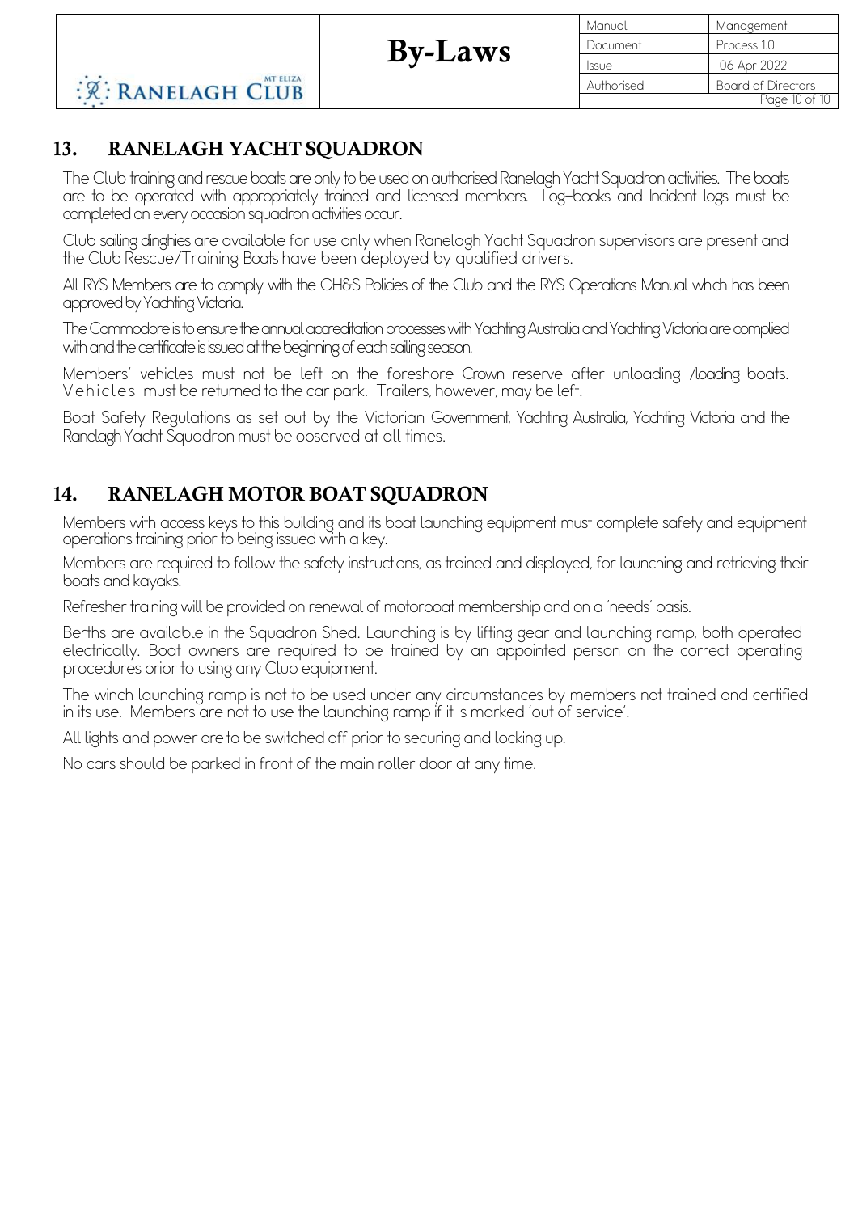## 13. RANELAGH YACHT SQUADRON

The Club training and rescue boats are only to be used on authorised Ranelagh Yacht Squadron activities. The boats are to be operated with appropriately trained and licensed members. Log–books and Incident logs must be completed on every occasion squadron activities occur.

Club sailing dinghies are available for use only when Ranelagh Yacht Squadron supervisors are present and the Club Rescue/Training Boats have been deployed by qualified drivers.

All RYS Members are to comply with the OH&S Policies of the Club and the RYS Operations Manual which has been approved by Yachting Victoria.

The Commodore is to ensure the annual accreditation processes with Yachting Australia and Yachting Victoria are complied with and the certificate is issued at the beginning of each sailing season.

Members' vehicles must not be left on the foreshore Crown reserve after unloading /loading boats. Vehicles must be returned to the car park. Trailers, however, may be left.

Boat Safety Regulations as set out by the Victorian Government, Yachting Australia, Yachting Victoria and the Ranelagh Yacht Squadron must be observed at all times.

## 14. RANELAGH MOTOR BOAT SQUADRON

Members with access keys to this building and its boat launching equipment must complete safety and equipment operations training prior to being issued with a key.

Members are required to follow the safety instructions, as trained and displayed, for launching and retrieving their boats and kayaks.

Refresher training will be provided on renewal of motorboat membership and on a 'needs' basis.

Berths are available in the Squadron Shed. Launching is by lifting gear and launching ramp, both operated electrically. Boat owners are required to be trained by an appointed person on the correct operating procedures prior to using any Club equipment.

The winch launching ramp is not to be used under any circumstances by members not trained and certified in its use. Members are not to use the launching ramp if it is marked 'out of service'.

All lights and power are to be switched off prior to securing and locking up.

No cars should be parked in front of the main roller door at any time.